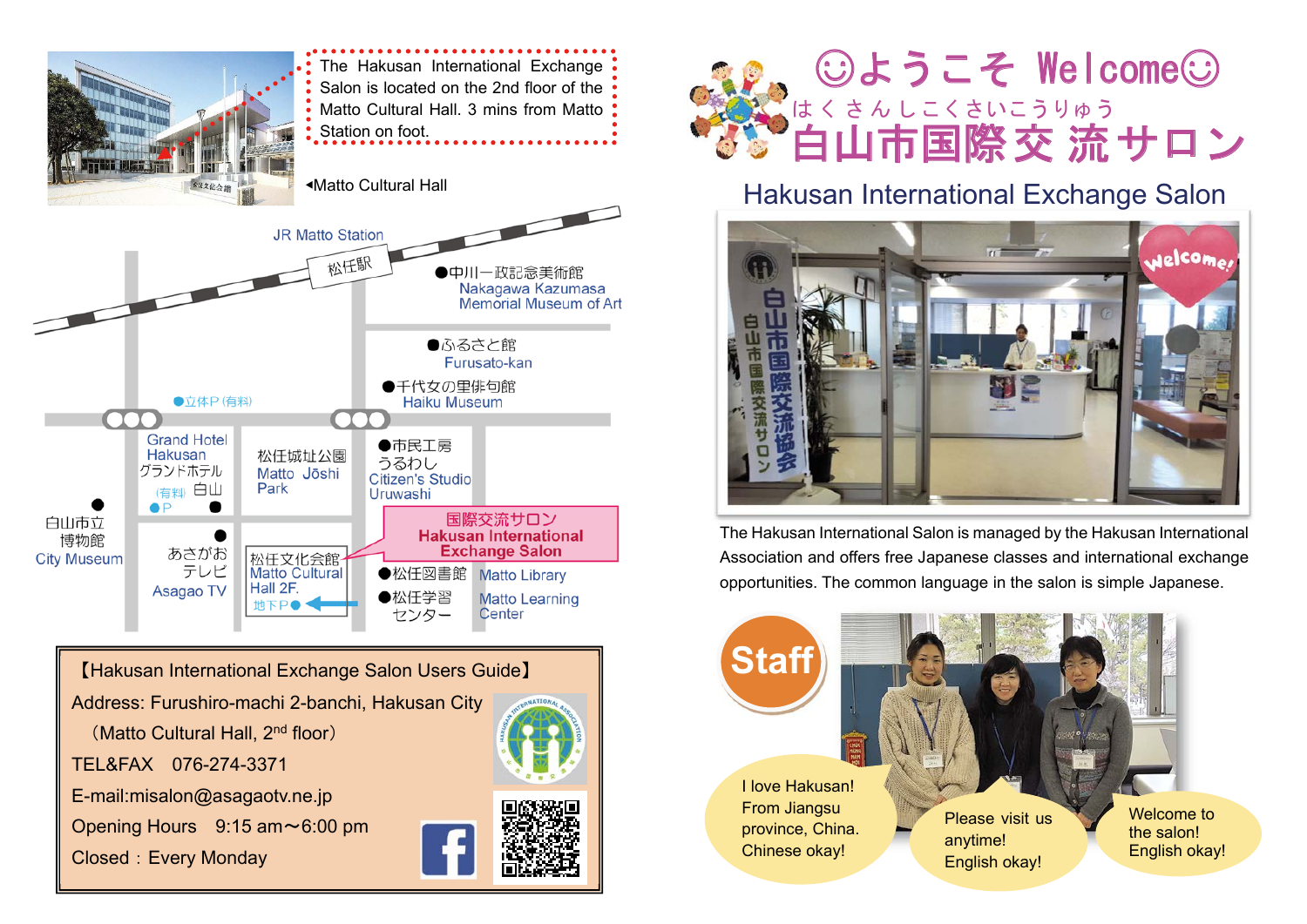The Hakusan International Exchange Salon is located on the 2nd floor of the Matto Cultural Hall. 3 mins from Matto Station on foot.

◂Matto Cultural Hall

JR Matto Station
松任駅

- 中川一政記念美術館 Nakagawa Kazumasa Memorial Museum of Art
- ふるさと館 Furusato-kan
- 千代女の里俳句館 Haiku Museum
- 立体P（有料）
- Grand Hotel Hakusan グランドホテル白山 （有料）P
- 松任城址公園 Matto Jōshi Park
- 市民工房うるわし Citizen's Studio Uruwashi
- 白山市立博物館 City Museum
- あさがおテレビ Asagao TV
- 松任文化会館 Matto Cultural Hall 2F. 地下P
- 国際交流サロン Hakusan International Exchange Salon
- 松任図書館 Matto Library
- 松任学習センター Matto Learning Center

【Hakusan International Exchange Salon Users Guide】

Address: Furushiro-machi 2-banchi, Hakusan City
（Matto Cultural Hall, 2nd floor）

TEL&FAX　076-274-3371

E-mail:misalon@asagaotv.ne.jp

Opening Hours　9:15 am～6:00 pm

Closed：Every Monday

# ☺ようこそ Welcome☺

はくさんしこくさいこうりゅう

# 白山市国際交流サロン

## Hakusan International Exchange Salon

welcome!

白山市国際交流協会
白山市国際交流サロン

The Hakusan International Salon is managed by the Hakusan International Association and offers free Japanese classes and international exchange opportunities. The common language in the salon is simple Japanese.

**Staff**

I love Hakusan! From Jiangsu province, China. Chinese okay!

Please visit us anytime! English okay!

Welcome to the salon! English okay!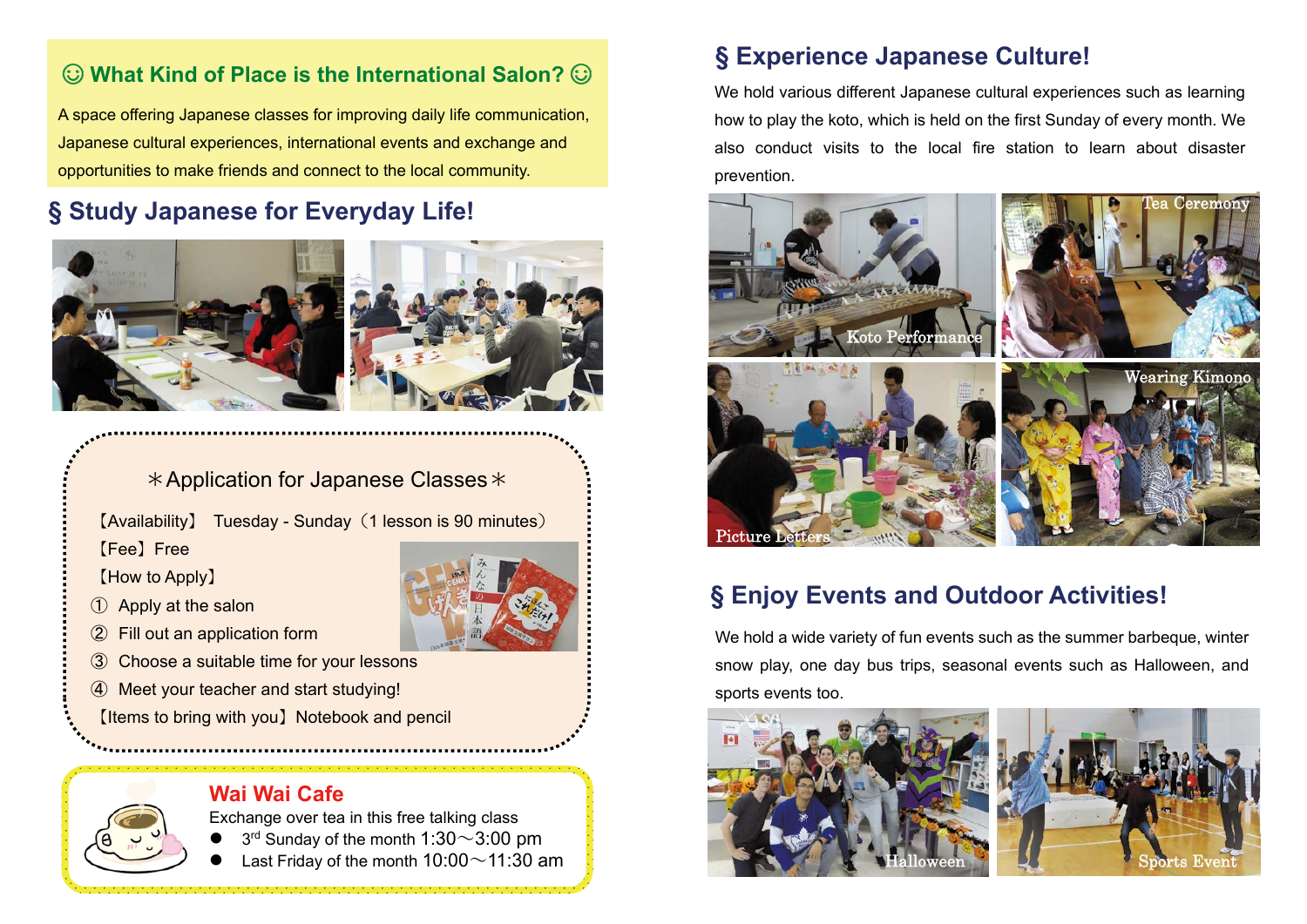## ☺ What Kind of Place is the International Salon? ☺

A space offering Japanese classes for improving daily life communication, Japanese cultural experiences, international events and exchange and opportunities to make friends and connect to the local community.

## § Study Japanese for Everyday Life!

### ＊Application for Japanese Classes＊

【Availability】 Tuesday - Sunday（1 lesson is 90 minutes）

【Fee】Free

【How to Apply】

① Apply at the salon

② Fill out an application form

③ Choose a suitable time for your lessons

④ Meet your teacher and start studying!

【Items to bring with you】Notebook and pencil

### Wai Wai Cafe

Exchange over tea in this free talking class

- 3rd Sunday of the month 1:30～3:00 pm
- Last Friday of the month 10:00～11:30 am

## § Experience Japanese Culture!

We hold various different Japanese cultural experiences such as learning how to play the koto, which is held on the first Sunday of every month. We also conduct visits to the local fire station to learn about disaster prevention.

Koto Performance

Tea Ceremony

Picture Letters

Wearing Kimono

## § Enjoy Events and Outdoor Activities!

We hold a wide variety of fun events such as the summer barbeque, winter snow play, one day bus trips, seasonal events such as Halloween, and sports events too.

Halloween

Sports Event